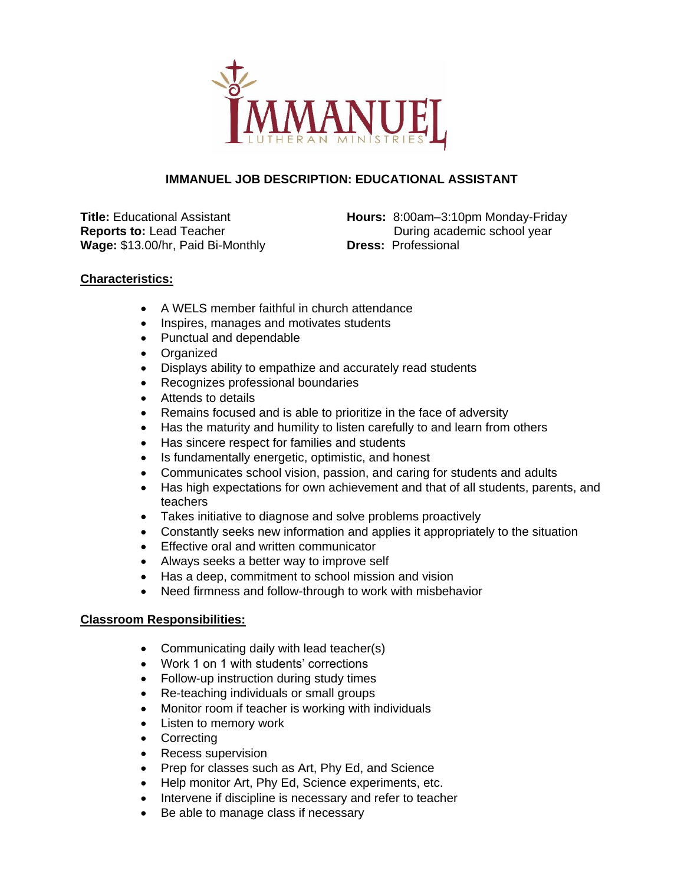# IMMANUEL JOB DESCRIPTION: EDUCATIONAL ASSISTANT

**Title:** Educational Assistant
**Reports to:** Lead Teacher
**Wage:** $13.00/hr, Paid Bi-Monthly

**Hours:** 8:00am–3:10pm Monday-Friday
During academic school year
**Dress:** Professional

## Characteristics:

- A WELS member faithful in church attendance
- Inspires, manages and motivates students
- Punctual and dependable
- Organized
- Displays ability to empathize and accurately read students
- Recognizes professional boundaries
- Attends to details
- Remains focused and is able to prioritize in the face of adversity
- Has the maturity and humility to listen carefully to and learn from others
- Has sincere respect for families and students
- Is fundamentally energetic, optimistic, and honest
- Communicates school vision, passion, and caring for students and adults
- Has high expectations for own achievement and that of all students, parents, and teachers
- Takes initiative to diagnose and solve problems proactively
- Constantly seeks new information and applies it appropriately to the situation
- Effective oral and written communicator
- Always seeks a better way to improve self
- Has a deep, commitment to school mission and vision
- Need firmness and follow-through to work with misbehavior

## Classroom Responsibilities:

- Communicating daily with lead teacher(s)
- Work 1 on 1 with students' corrections
- Follow-up instruction during study times
- Re-teaching individuals or small groups
- Monitor room if teacher is working with individuals
- Listen to memory work
- Correcting
- Recess supervision
- Prep for classes such as Art, Phy Ed, and Science
- Help monitor Art, Phy Ed, Science experiments, etc.
- Intervene if discipline is necessary and refer to teacher
- Be able to manage class if necessary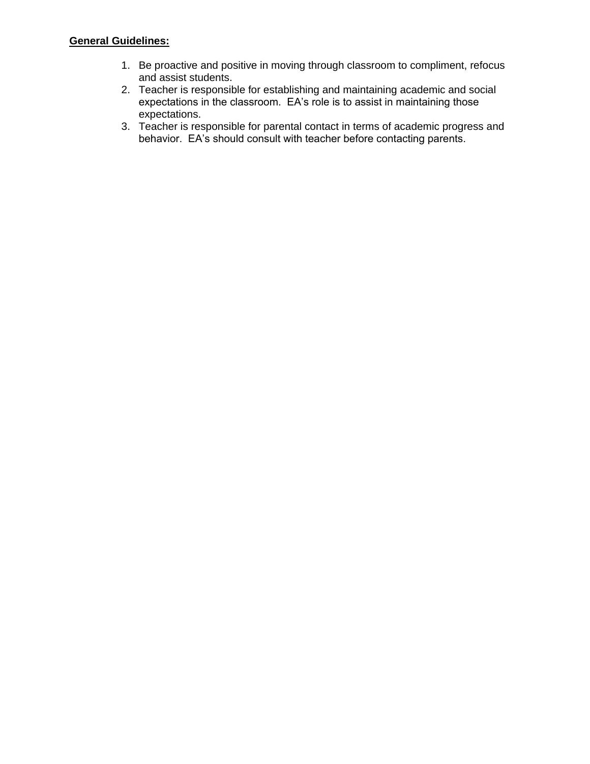**General Guidelines:**

1. Be proactive and positive in moving through classroom to compliment, refocus and assist students.
2. Teacher is responsible for establishing and maintaining academic and social expectations in the classroom. EA's role is to assist in maintaining those expectations.
3. Teacher is responsible for parental contact in terms of academic progress and behavior. EA's should consult with teacher before contacting parents.